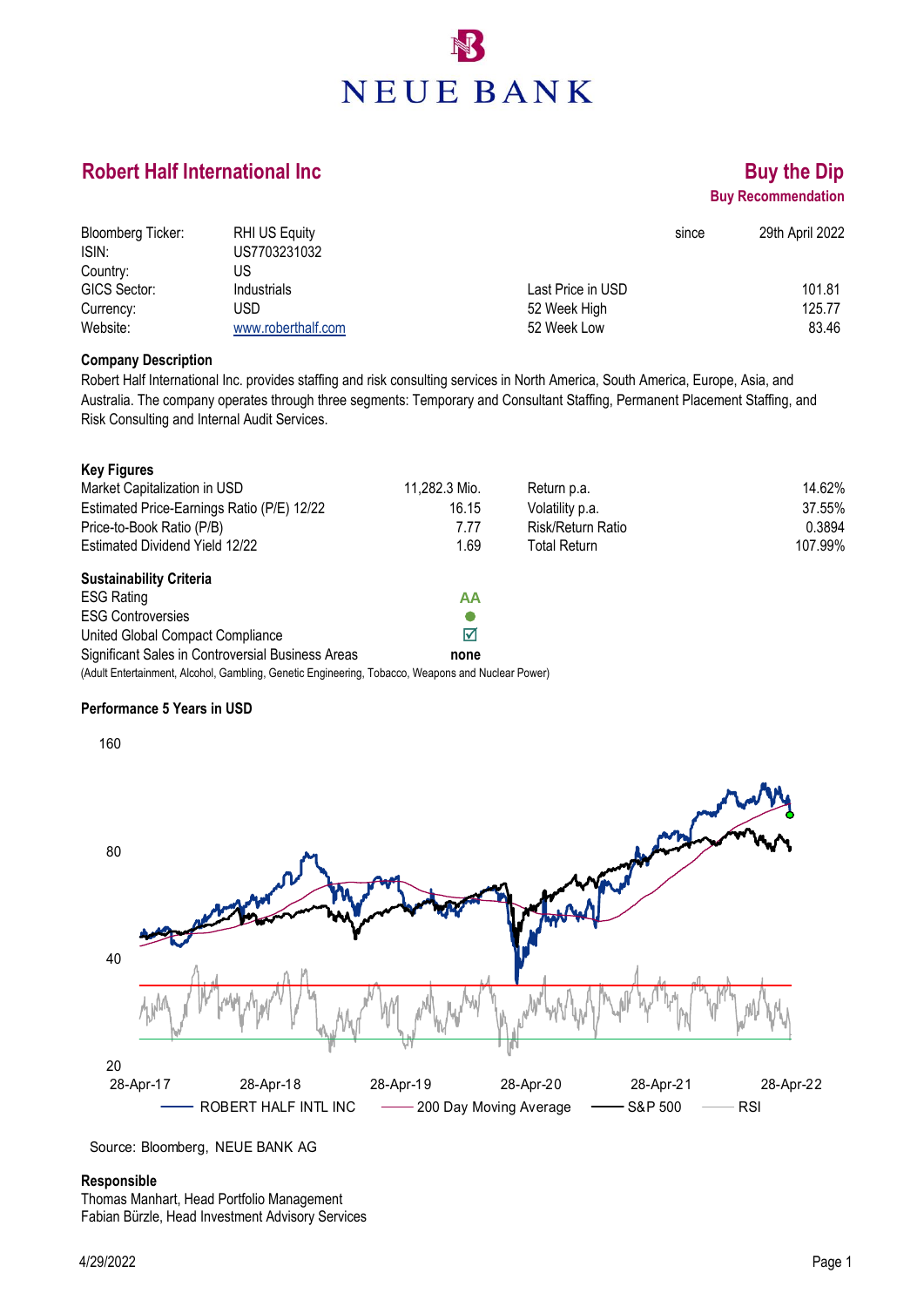NEUE BANK

# Robert Half International Inc

## Buy the Dip

**Buy Recommendation**

| | | | |
|---|---|---|---|
| Bloomberg Ticker: | RHI US Equity | since | 29th April 2022 |
| ISIN: | US7703231032 | | |
| Country: | US | | |
| GICS Sector: | Industrials | Last Price in USD | 101.81 |
| Currency: | USD | 52 Week High | 125.77 |
| Website: | www.roberthalf.com | 52 Week Low | 83.46 |

**Company Description**

Robert Half International Inc. provides staffing and risk consulting services in North America, South America, Europe, Asia, and Australia. The company operates through three segments: Temporary and Consultant Staffing, Permanent Placement Staffing, and Risk Consulting and Internal Audit Services.

**Key Figures**

| | | | |
|---|---|---|---|
| Market Capitalization in USD | 11,282.3 Mio. | Return p.a. | 14.62% |
| Estimated Price-Earnings Ratio (P/E) 12/22 | 16.15 | Volatility p.a. | 37.55% |
| Price-to-Book Ratio (P/B) | 7.77 | Risk/Return Ratio | 0.3894 |
| Estimated Dividend Yield 12/22 | 1.69 | Total Return | 107.99% |

**Sustainability Criteria**

| | |
|---|---|
| ESG Rating | AA |
| ESG Controversies | ● |
| United Global Compact Compliance | ☑ |
| Significant Sales in Controversial Business Areas | **none** |

(Adult Entertainment, Alcohol, Gambling, Genetic Engineering, Tobacco, Weapons and Nuclear Power)

**Performance 5 Years in USD**

Legend: ROBERT HALF INTL INC, 200 Day Moving Average, S&P 500, RSI

Source: Bloomberg, NEUE BANK AG

**Responsible**

Thomas Manhart, Head Portfolio Management
Fabian Bürzle, Head Investment Advisory Services

4/29/2022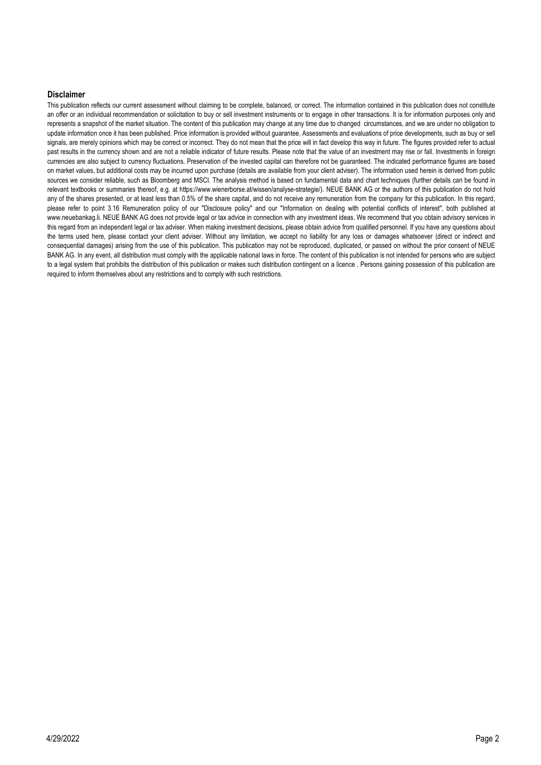**Disclaimer**

This publication reflects our current assessment without claiming to be complete, balanced, or correct. The information contained in this publication does not constitute an offer or an individual recommendation or solicitation to buy or sell investment instruments or to engage in other transactions. It is for information purposes only and represents a snapshot of the market situation. The content of this publication may change at any time due to changed circumstances, and we are under no obligation to update information once it has been published. Price information is provided without guarantee. Assessments and evaluations of price developments, such as buy or sell signals, are merely opinions which may be correct or incorrect. They do not mean that the price will in fact develop this way in future. The figures provided refer to actual past results in the currency shown and are not a reliable indicator of future results. Please note that the value of an investment may rise or fall. Investments in foreign currencies are also subject to currency fluctuations. Preservation of the invested capital can therefore not be guaranteed. The indicated performance figures are based on market values, but additional costs may be incurred upon purchase (details are available from your client adviser). The information used herein is derived from public sources we consider reliable, such as Bloomberg and MSCI. The analysis method is based on fundamental data and chart techniques (further details can be found in relevant textbooks or summaries thereof, e.g. at https://www.wienerborse.at/wissen/analyse-strategie/). NEUE BANK AG or the authors of this publication do not hold any of the shares presented, or at least less than 0.5% of the share capital, and do not receive any remuneration from the company for this publication. In this regard, please refer to point 3.16 Remuneration policy of our "Disclosure policy" and our "Information on dealing with potential conflicts of interest", both published at www.neuebankag.li. NEUE BANK AG does not provide legal or tax advice in connection with any investment ideas. We recommend that you obtain advisory services in this regard from an independent legal or tax adviser. When making investment decisions, please obtain advice from qualified personnel. If you have any questions about the terms used here, please contact your client adviser. Without any limitation, we accept no liability for any loss or damages whatsoever (direct or indirect and consequential damages) arising from the use of this publication. This publication may not be reproduced, duplicated, or passed on without the prior consent of NEUE BANK AG. In any event, all distribution must comply with the applicable national laws in force. The content of this publication is not intended for persons who are subject to a legal system that prohibits the distribution of this publication or makes such distribution contingent on a licence . Persons gaining possession of this publication are required to inform themselves about any restrictions and to comply with such restrictions.

4/29/2022